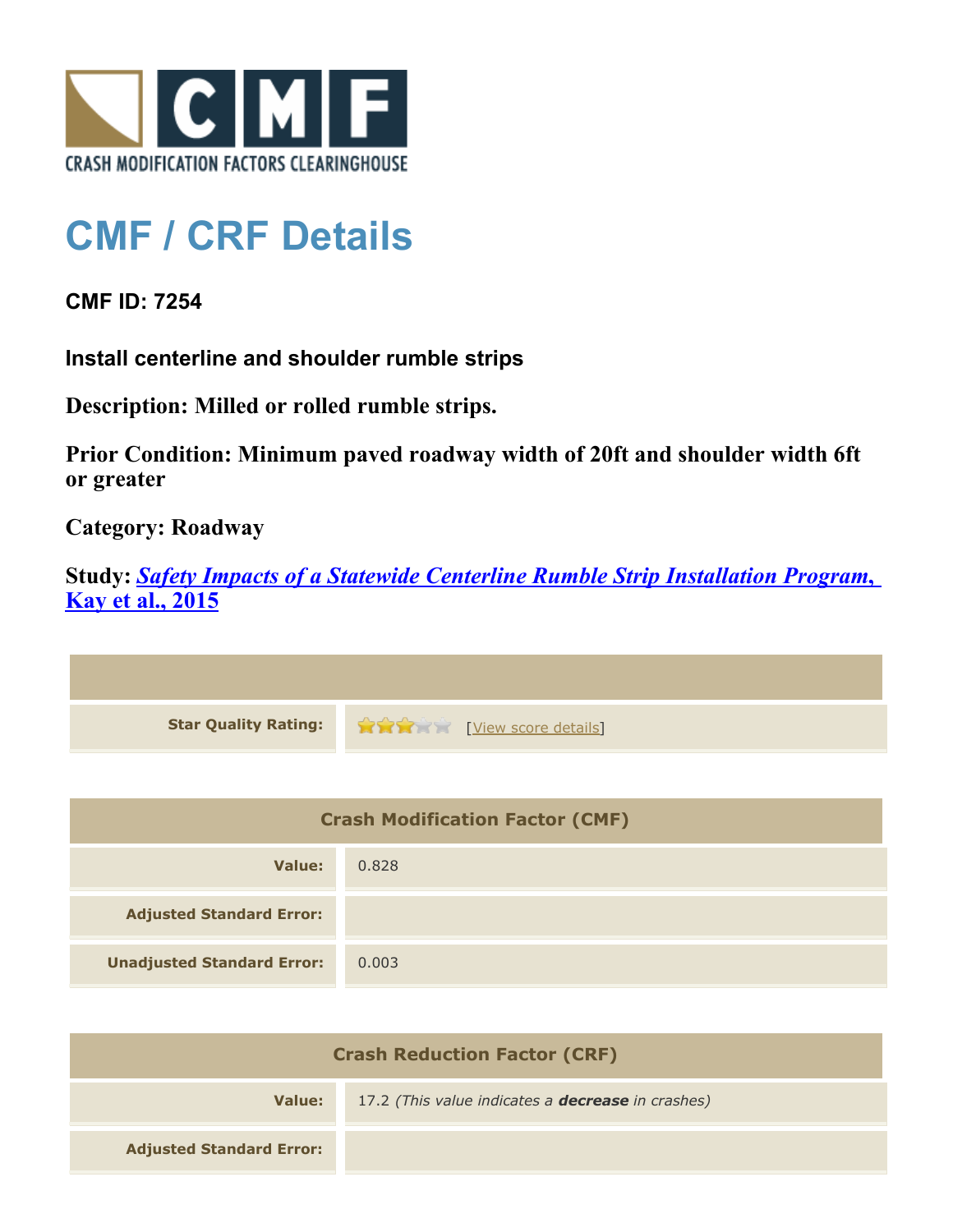CRASH MODIFICATION FACTORS CLEARINGHOUSE

# CMF / CRF Details

**CMF ID: 7254**

**Install centerline and shoulder rumble strips**

**Description: Milled or rolled rumble strips.**

**Prior Condition: Minimum paved roadway width of 20ft and shoulder width 6ft or greater**

**Category: Roadway**

**Study:** ***Safety Impacts of a Statewide Centerline Rumble Strip Installation Program, Kay et al., 2015***

| | |
|---|---|
| **Star Quality Rating:** | 3 of 5 stars [View score details] |

| Crash Modification Factor (CMF) | |
|---|---|
| **Value:** | 0.828 |
| **Adjusted Standard Error:** | |
| **Unadjusted Standard Error:** | 0.003 |

| Crash Reduction Factor (CRF) | |
|---|---|
| **Value:** | 17.2 *(This value indicates a **decrease** in crashes)* |
| **Adjusted Standard Error:** | |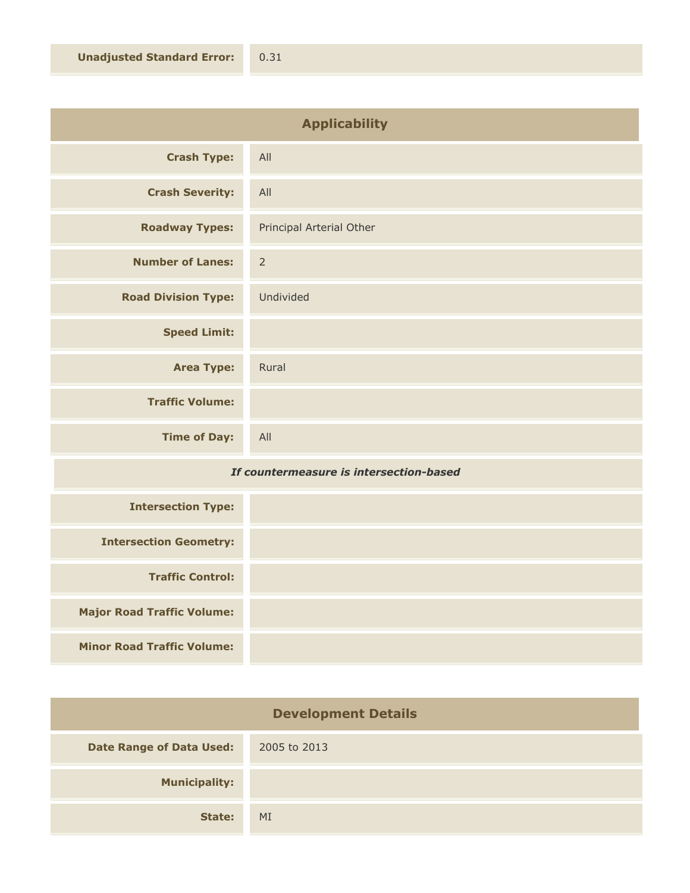| **Unadjusted Standard Error:** | 0.31 |
|---|---|

## Applicability

| | |
|---|---|
| **Crash Type:** | All |
| **Crash Severity:** | All |
| **Roadway Types:** | Principal Arterial Other |
| **Number of Lanes:** | 2 |
| **Road Division Type:** | Undivided |
| **Speed Limit:** | |
| **Area Type:** | Rural |
| **Traffic Volume:** | |
| **Time of Day:** | All |

***If countermeasure is intersection-based***

| | |
|---|---|
| **Intersection Type:** | |
| **Intersection Geometry:** | |
| **Traffic Control:** | |
| **Major Road Traffic Volume:** | |
| **Minor Road Traffic Volume:** | |

## Development Details

| | |
|---|---|
| **Date Range of Data Used:** | 2005 to 2013 |
| **Municipality:** | |
| **State:** | MI |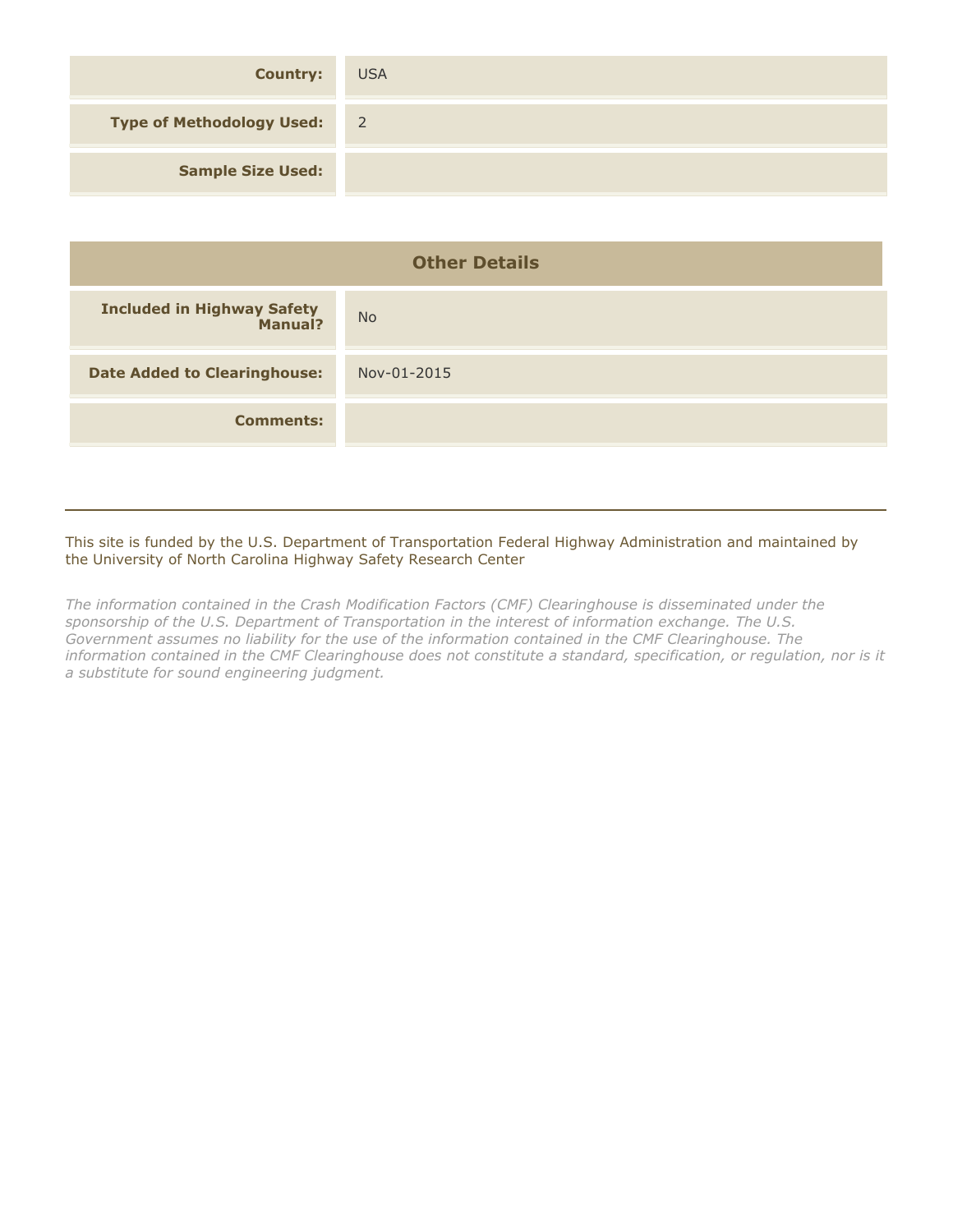| | |
|---|---|
| **Country:** | USA |
| **Type of Methodology Used:** | 2 |
| **Sample Size Used:** | |

## Other Details

| | |
|---|---|
| **Included in Highway Safety Manual?** | No |
| **Date Added to Clearinghouse:** | Nov-01-2015 |
| **Comments:** | |

---

This site is funded by the U.S. Department of Transportation Federal Highway Administration and maintained by the University of North Carolina Highway Safety Research Center

*The information contained in the Crash Modification Factors (CMF) Clearinghouse is disseminated under the sponsorship of the U.S. Department of Transportation in the interest of information exchange. The U.S. Government assumes no liability for the use of the information contained in the CMF Clearinghouse. The information contained in the CMF Clearinghouse does not constitute a standard, specification, or regulation, nor is it a substitute for sound engineering judgment.*